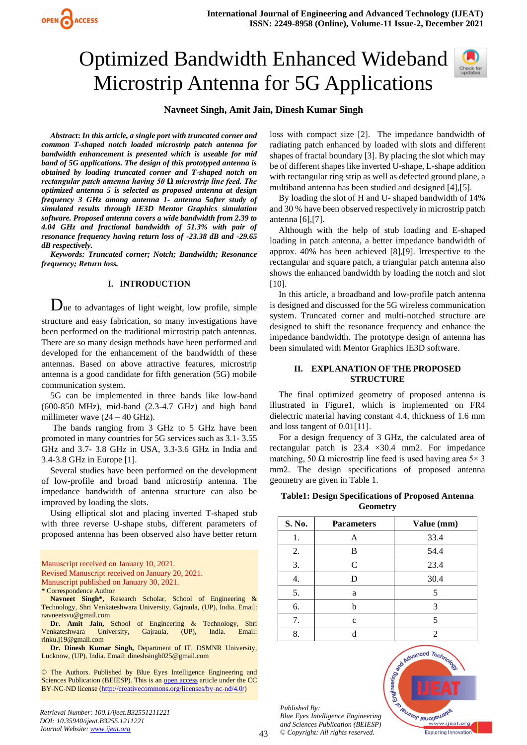# Optimized Bandwidth Enhanced Wideband Microstrip Antenna for 5G Applications

**Navneet Singh, Amit Jain, Dinesh Kumar Singh**

***Abstract*: *In this article, a single port with truncated corner and common T-shaped notch loaded microstrip patch antenna for bandwidth enhancement is presented which is useable for mid band of 5G applications. The design of this prototyped antenna is obtained by loading truncated corner and T-shaped notch on rectangular patch antenna having 50 Ω microstrip line feed. The optimized antenna 5 is selected as proposed antenna at design frequency 3 GHz among antenna 1- antenna 5after study of simulated results through IE3D Mentor Graphics simulation software. Proposed antenna covers a wide bandwidth from 2.39 to 4.04 GHz and fractional bandwidth of 51.3% with pair of resonance frequency having return loss of -23.38 dB and -29.65 dB respectively.***

***Keywords: Truncated corner; Notch; Bandwidth; Resonance frequency; Return loss.***

## I. INTRODUCTION

Due to advantages of light weight, low profile, simple structure and easy fabrication, so many investigations have been performed on the traditional microstrip patch antennas. There are so many design methods have been performed and developed for the enhancement of the bandwidth of these antennas. Based on above attractive features, microstrip antenna is a good candidate for fifth generation (5G) mobile communication system.

5G can be implemented in three bands like low-band (600-850 MHz), mid-band (2.3-4.7 GHz) and high band millimeter wave (24 – 40 GHz).

The bands ranging from 3 GHz to 5 GHz have been promoted in many countries for 5G services such as 3.1- 3.55 GHz and 3.7- 3.8 GHz in USA, 3.3-3.6 GHz in India and 3.4-3.8 GHz in Europe [1].

Several studies have been performed on the development of low-profile and broad band microstrip antenna. The impedance bandwidth of antenna structure can also be improved by loading the slots.

Using elliptical slot and placing inverted T-shaped stub with three reverse U-shape stubs, different parameters of proposed antenna has been observed also have better return loss with compact size [2]. The impedance bandwidth of radiating patch enhanced by loaded with slots and different shapes of fractal boundary [3]. By placing the slot which may be of different shapes like inverted U-shape, L-shape addition with rectangular ring strip as well as defected ground plane, a multiband antenna has been studied and designed [4],[5].

By loading the slot of H and U- shaped bandwidth of 14% and 30 % have been observed respectively in microstrip patch antenna [6],[7].

Although with the help of stub loading and E-shaped loading in patch antenna, a better impedance bandwidth of approx. 40% has been achieved [8],[9]. Irrespective to the rectangular and square patch, a triangular patch antenna also shows the enhanced bandwidth by loading the notch and slot [10].

In this article, a broadband and low-profile patch antenna is designed and discussed for the 5G wireless communication system. Truncated corner and multi-notched structure are designed to shift the resonance frequency and enhance the impedance bandwidth. The prototype design of antenna has been simulated with Mentor Graphics IE3D software.

## II. EXPLANATION OF THE PROPOSED STRUCTURE

The final optimized geometry of proposed antenna is illustrated in Figure1, which is implemented on FR4 dielectric material having constant 4.4, thickness of 1.6 mm and loss tangent of 0.01[11].

For a design frequency of 3 GHz, the calculated area of rectangular patch is 23.4 ×30.4 mm2. For impedance matching, 50 Ω microstrip line feed is used having area 5× 3 mm2. The design specifications of proposed antenna geometry are given in Table 1.

**Table1: Design Specifications of Proposed Antenna Geometry**

| S. No. | Parameters | Value (mm) |
|---|---|---|
| 1. | A | 33.4 |
| 2. | B | 54.4 |
| 3. | C | 23.4 |
| 4. | D | 30.4 |
| 5. | a | 5 |
| 6. | b | 3 |
| 7. | c | 5 |
| 8. | d | 2 |

Manuscript received on January 10, 2021.
Revised Manuscript received on January 20, 2021.
Manuscript published on January 30, 2021.
\* Correspondence Author

**Navneet Singh\***, Research Scholar, School of Engineering & Technology, Shri Venkateshwara University, Gajraula, (UP), India. Email: navneetsvu@gmail.com

**Dr. Amit Jain,** School of Engineering & Technology, Shri Venkateshwara University, Gajraula, (UP), India. Email: rinku.j19@gmail.com

**Dr. Dinesh Kumar Singh,** Department of IT, DSMNR University, Lucknow, (UP), India. Email: dineshsingh025@gmail.com

© The Authors. Published by Blue Eyes Intelligence Engineering and Sciences Publication (BEIESP). This is an open access article under the CC BY-NC-ND license (http://creativecommons.org/licenses/by-nc-nd/4.0/)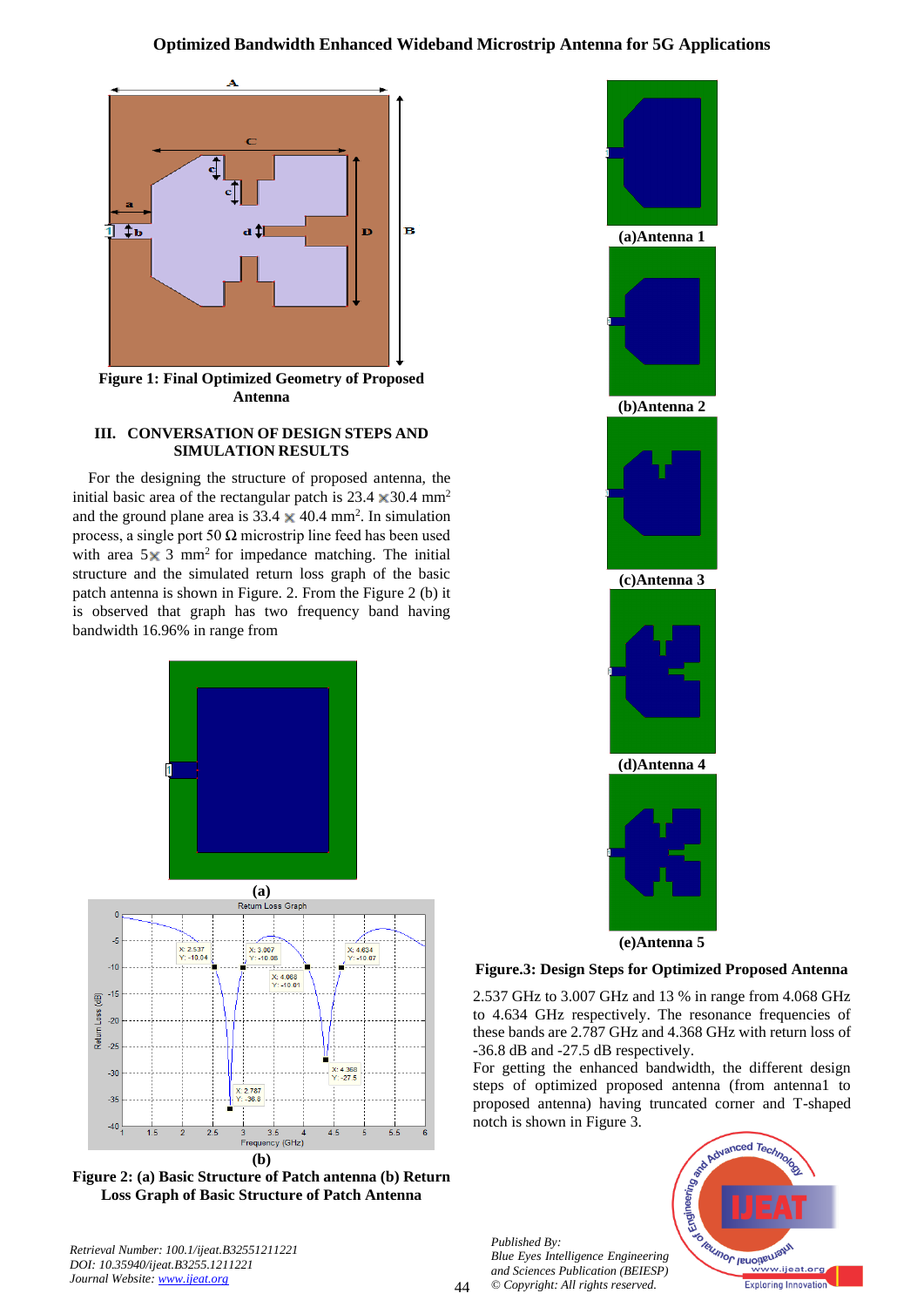Figure 1: Final Optimized Geometry of Proposed Antenna

## III. CONVERSATION OF DESIGN STEPS AND SIMULATION RESULTS

For the designing the structure of proposed antenna, the initial basic area of the rectangular patch is 23.4 × 30.4 mm$^2$ and the ground plane area is 33.4 × 40.4 mm$^2$. In simulation process, a single port 50 Ω microstrip line feed has been used with area 5 × 3 mm$^2$ for impedance matching. The initial structure and the simulated return loss graph of the basic patch antenna is shown in Figure. 2. From the Figure 2 (b) it is observed that graph has two frequency band having bandwidth 16.96% in range from 2.537 GHz to 3.007 GHz and 13 % in range from 4.068 GHz to 4.634 GHz respectively. The resonance frequencies of these bands are 2.787 GHz and 4.368 GHz with return loss of -36.8 dB and -27.5 dB respectively.

(a)

(b)

Figure 2: (a) Basic Structure of Patch antenna (b) Return Loss Graph of Basic Structure of Patch Antenna

(a)Antenna 1

(b)Antenna 2

(c)Antenna 3

(d)Antenna 4

(e)Antenna 5

Figure.3: Design Steps for Optimized Proposed Antenna

For getting the enhanced bandwidth, the different design steps of optimized proposed antenna (from antenna1 to proposed antenna) having truncated corner and T-shaped notch is shown in Figure 3.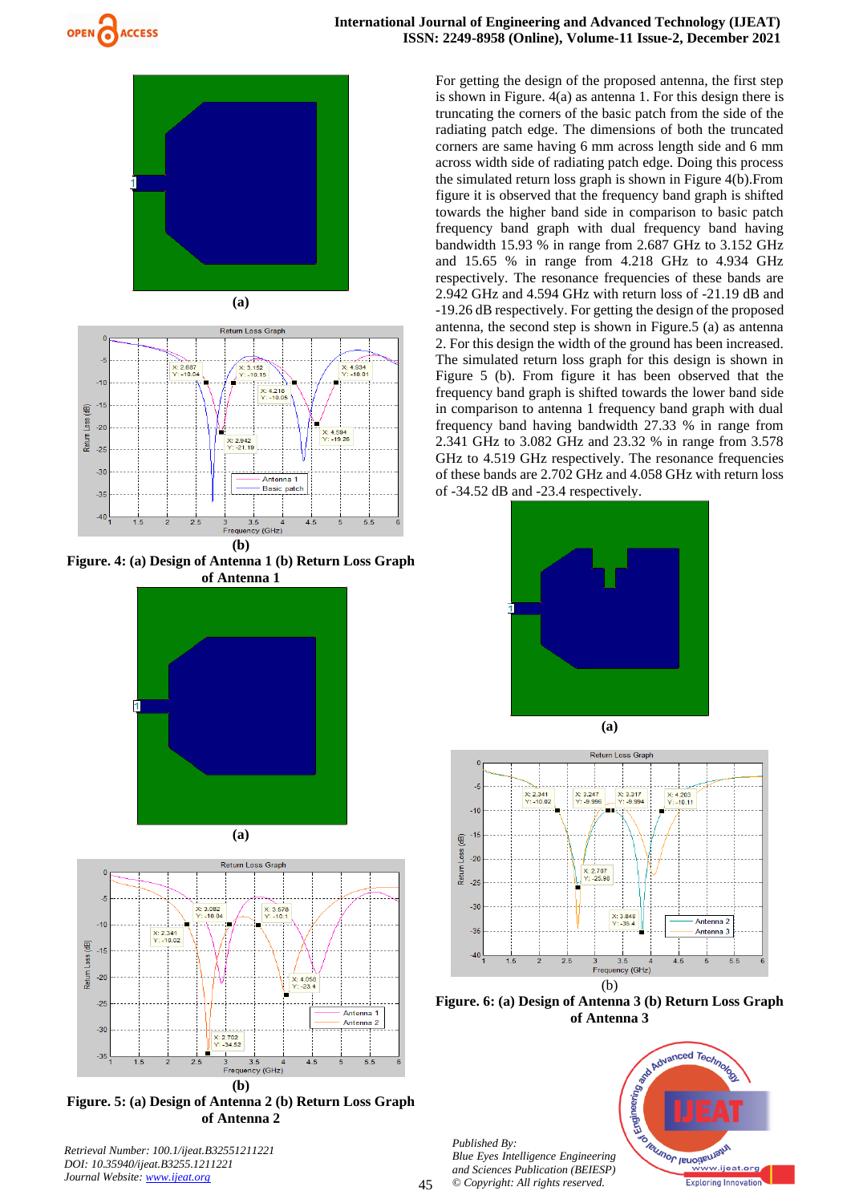(a)

(b)

**Figure. 4: (a) Design of Antenna 1 (b) Return Loss Graph of Antenna 1**

(a)

(b)

**Figure. 5: (a) Design of Antenna 2 (b) Return Loss Graph of Antenna 2**

For getting the design of the proposed antenna, the first step is shown in Figure. 4(a) as antenna 1. For this design there is truncating the corners of the basic patch from the side of the radiating patch edge. The dimensions of both the truncated corners are same having 6 mm across length side and 6 mm across width side of radiating patch edge. Doing this process the simulated return loss graph is shown in Figure 4(b).From figure it is observed that the frequency band graph is shifted towards the higher band side in comparison to basic patch frequency band graph with dual frequency band having bandwidth 15.93 % in range from 2.687 GHz to 3.152 GHz and 15.65 % in range from 4.218 GHz to 4.934 GHz respectively. The resonance frequencies of these bands are 2.942 GHz and 4.594 GHz with return loss of -21.19 dB and -19.26 dB respectively. For getting the design of the proposed antenna, the second step is shown in Figure.5 (a) as antenna 2. For this design the width of the ground has been increased. The simulated return loss graph for this design is shown in Figure 5 (b). From figure it has been observed that the frequency band graph is shifted towards the lower band side in comparison to antenna 1 frequency band graph with dual frequency band having bandwidth 27.33 % in range from 2.341 GHz to 3.082 GHz and 23.32 % in range from 3.578 GHz to 4.519 GHz respectively. The resonance frequencies of these bands are 2.702 GHz and 4.058 GHz with return loss of -34.52 dB and -23.4 respectively.

(a)

(b)

**Figure. 6: (a) Design of Antenna 3 (b) Return Loss Graph of Antenna 3**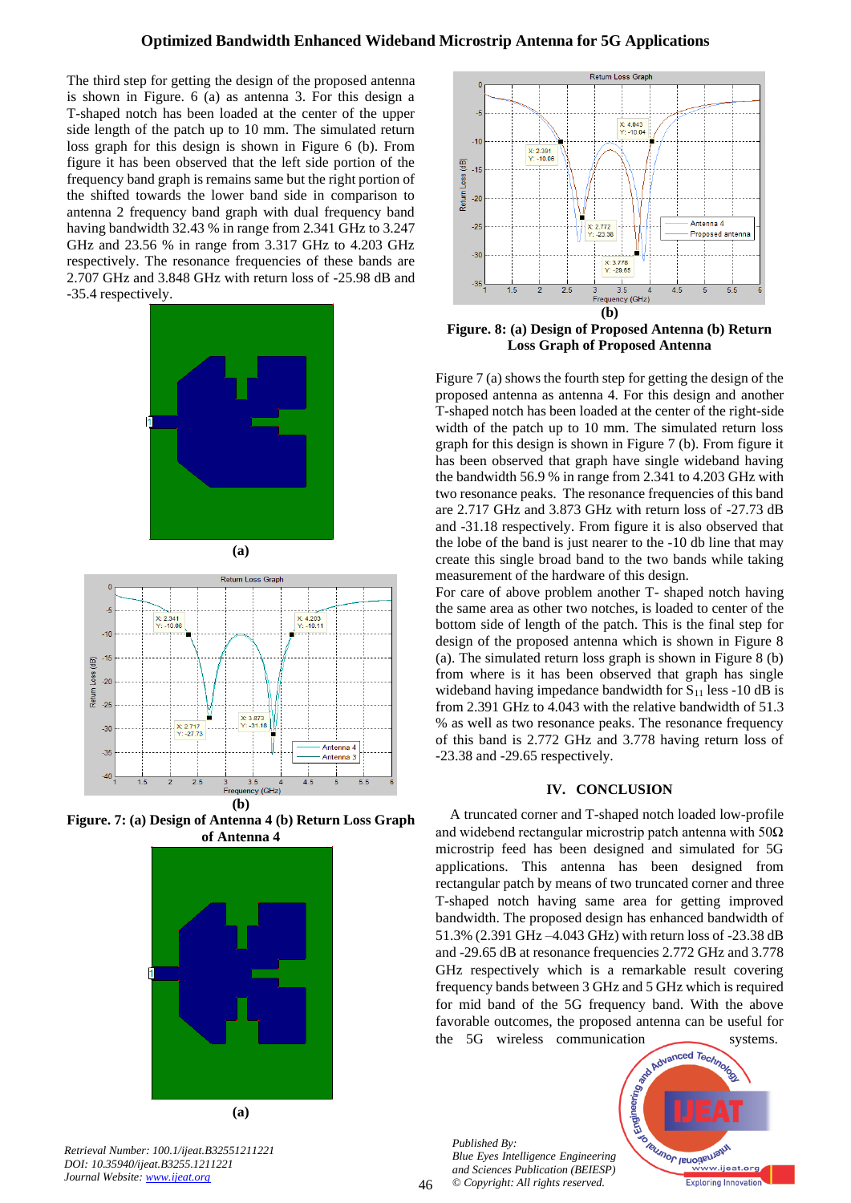The third step for getting the design of the proposed antenna is shown in Figure. 6 (a) as antenna 3. For this design a T-shaped notch has been loaded at the center of the upper side length of the patch up to 10 mm. The simulated return loss graph for this design is shown in Figure 6 (b). From figure it has been observed that the left side portion of the frequency band graph is remains same but the right portion of the shifted towards the lower band side in comparison to antenna 2 frequency band graph with dual frequency band having bandwidth 32.43 % in range from 2.341 GHz to 3.247 GHz and 23.56 % in range from 3.317 GHz to 4.203 GHz respectively. The resonance frequencies of these bands are 2.707 GHz and 3.848 GHz with return loss of -25.98 dB and -35.4 respectively.

(a)

(b)

**Figure. 7: (a) Design of Antenna 4 (b) Return Loss Graph of Antenna 4**

(a)

(b)

**Figure. 8: (a) Design of Proposed Antenna (b) Return Loss Graph of Proposed Antenna**

Figure 7 (a) shows the fourth step for getting the design of the proposed antenna as antenna 4. For this design and another T-shaped notch has been loaded at the center of the right-side width of the patch up to 10 mm. The simulated return loss graph for this design is shown in Figure 7 (b). From figure it has been observed that graph have single wideband having the bandwidth 56.9 % in range from 2.341 to 4.203 GHz with two resonance peaks. The resonance frequencies of this band are 2.717 GHz and 3.873 GHz with return loss of -27.73 dB and -31.18 respectively. From figure it is also observed that the lobe of the band is just nearer to the -10 db line that may create this single broad band to the two bands while taking measurement of the hardware of this design.

For care of above problem another T- shaped notch having the same area as other two notches, is loaded to center of the bottom side of length of the patch. This is the final step for design of the proposed antenna which is shown in Figure 8 (a). The simulated return loss graph is shown in Figure 8 (b) from where is it has been observed that graph has single wideband having impedance bandwidth for $S_{11}$ less -10 dB is from 2.391 GHz to 4.043 with the relative bandwidth of 51.3 % as well as two resonance peaks. The resonance frequency of this band is 2.772 GHz and 3.778 having return loss of -23.38 and -29.65 respectively.

## IV. CONCLUSION

A truncated corner and T-shaped notch loaded low-profile and widebend rectangular microstrip patch antenna with 50Ω microstrip feed has been designed and simulated for 5G applications. This antenna has been designed from rectangular patch by means of two truncated corner and three T-shaped notch having same area for getting improved bandwidth. The proposed design has enhanced bandwidth of 51.3% (2.391 GHz –4.043 GHz) with return loss of -23.38 dB and -29.65 dB at resonance frequencies 2.772 GHz and 3.778 GHz respectively which is a remarkable result covering frequency bands between 3 GHz and 5 GHz which is required for mid band of the 5G frequency band. With the above favorable outcomes, the proposed antenna can be useful for the 5G wireless communication systems.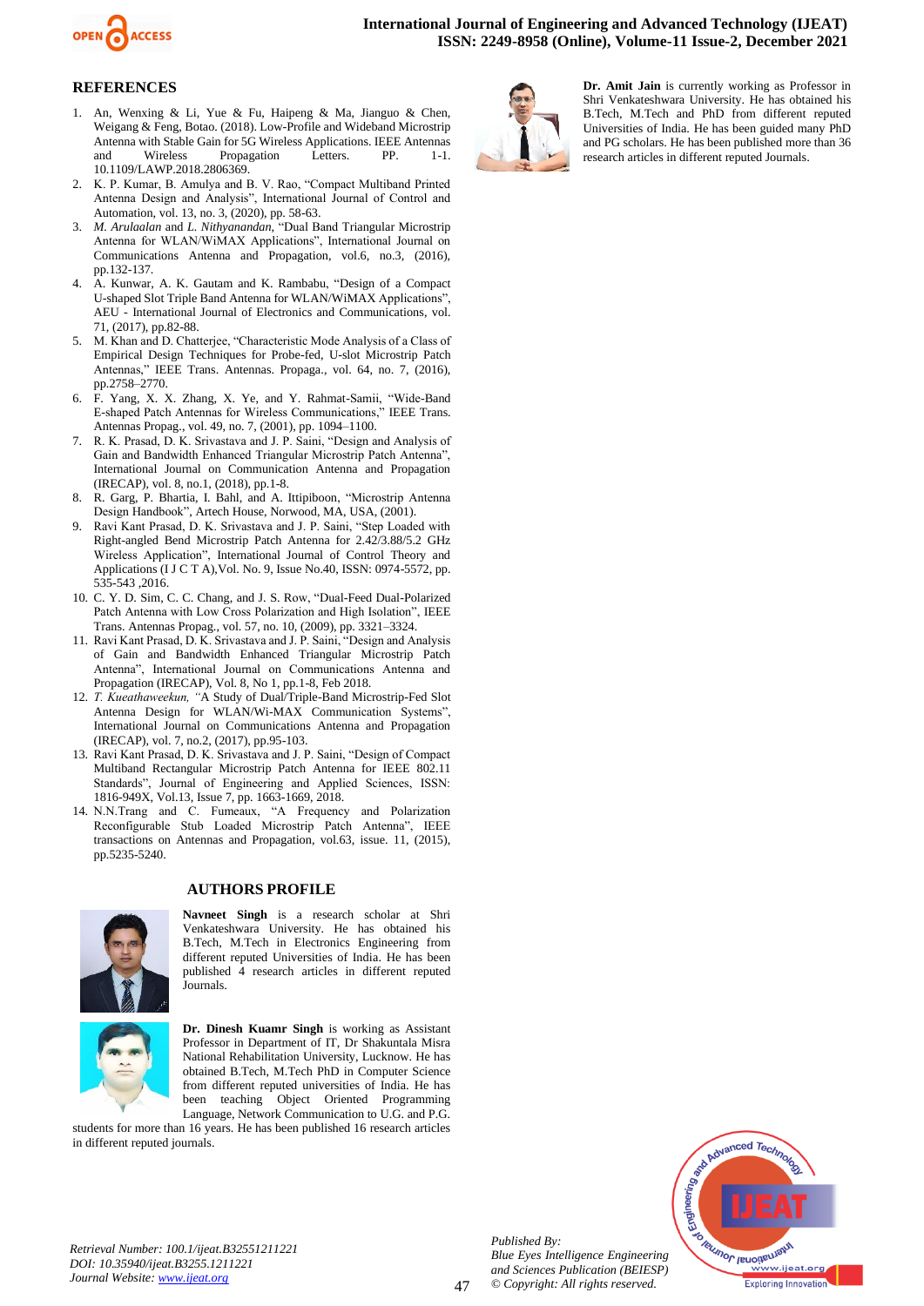## REFERENCES

1. An, Wenxing & Li, Yue & Fu, Haipeng & Ma, Jianguo & Chen, Weigang & Feng, Botao. (2018). Low-Profile and Wideband Microstrip Antenna with Stable Gain for 5G Wireless Applications. IEEE Antennas and Wireless Propagation Letters. PP. 1-1. 10.1109/LAWP.2018.2806369.
2. K. P. Kumar, B. Amulya and B. V. Rao, "Compact Multiband Printed Antenna Design and Analysis", International Journal of Control and Automation, vol. 13, no. 3, (2020), pp. 58-63.
3. *M. Arulaalan* and *L. Nithyanandan*, "Dual Band Triangular Microstrip Antenna for WLAN/WiMAX Applications", International Journal on Communications Antenna and Propagation, vol.6, no.3, (2016), pp.132-137.
4. A. Kunwar, A. K. Gautam and K. Rambabu, "Design of a Compact U-shaped Slot Triple Band Antenna for WLAN/WiMAX Applications", AEU - International Journal of Electronics and Communications, vol. 71, (2017), pp.82-88.
5. M. Khan and D. Chatterjee, "Characteristic Mode Analysis of a Class of Empirical Design Techniques for Probe-fed, U-slot Microstrip Patch Antennas," IEEE Trans. Antennas. Propaga., vol. 64, no. 7, (2016), pp.2758–2770.
6. F. Yang, X. X. Zhang, X. Ye, and Y. Rahmat-Samii, "Wide-Band E-shaped Patch Antennas for Wireless Communications," IEEE Trans. Antennas Propag., vol. 49, no. 7, (2001), pp. 1094–1100.
7. R. K. Prasad, D. K. Srivastava and J. P. Saini, "Design and Analysis of Gain and Bandwidth Enhanced Triangular Microstrip Patch Antenna", International Journal on Communication Antenna and Propagation (IRECAP), vol. 8, no.1, (2018), pp.1-8.
8. R. Garg, P. Bhartia, I. Bahl, and A. Ittipiboon, "Microstrip Antenna Design Handbook", Artech House, Norwood, MA, USA, (2001).
9. Ravi Kant Prasad, D. K. Srivastava and J. P. Saini, "Step Loaded with Right-angled Bend Microstrip Patch Antenna for 2.42/3.88/5.2 GHz Wireless Application", International Journal of Control Theory and Applications (I J C T A),Vol. No. 9, Issue No.40, ISSN: 0974-5572, pp. 535-543 ,2016.
10. C. Y. D. Sim, C. C. Chang, and J. S. Row, "Dual-Feed Dual-Polarized Patch Antenna with Low Cross Polarization and High Isolation", IEEE Trans. Antennas Propag., vol. 57, no. 10, (2009), pp. 3321–3324.
11. Ravi Kant Prasad, D. K. Srivastava and J. P. Saini, "Design and Analysis of Gain and Bandwidth Enhanced Triangular Microstrip Patch Antenna", International Journal on Communications Antenna and Propagation (IRECAP), Vol. 8, No 1, pp.1-8, Feb 2018.
12. *T. Kueathaweekun, "*A Study of Dual/Triple-Band Microstrip-Fed Slot Antenna Design for WLAN/Wi-MAX Communication Systems", International Journal on Communications Antenna and Propagation (IRECAP), vol. 7, no.2, (2017), pp.95-103.
13. Ravi Kant Prasad, D. K. Srivastava and J. P. Saini, "Design of Compact Multiband Rectangular Microstrip Patch Antenna for IEEE 802.11 Standards", Journal of Engineering and Applied Sciences, ISSN: 1816-949X, Vol.13, Issue 7, pp. 1663-1669, 2018.
14. N.N.Trang and C. Fumeaux, "A Frequency and Polarization Reconfigurable Stub Loaded Microstrip Patch Antenna", IEEE transactions on Antennas and Propagation, vol.63, issue. 11, (2015), pp.5235-5240.

## AUTHORS PROFILE

**Navneet Singh** is a research scholar at Shri Venkateshwara University. He has obtained his B.Tech, M.Tech in Electronics Engineering from different reputed Universities of India. He has been published 4 research articles in different reputed Journals.

**Dr. Dinesh Kuamr Singh** is working as Assistant Professor in Department of IT, Dr Shakuntala Misra National Rehabilitation University, Lucknow. He has obtained B.Tech, M.Tech PhD in Computer Science from different reputed universities of India. He has been teaching Object Oriented Programming Language, Network Communication to U.G. and P.G. students for more than 16 years. He has been published 16 research articles in different reputed journals.

**Dr. Amit Jain** is currently working as Professor in Shri Venkateshwara University. He has obtained his B.Tech, M.Tech and PhD from different reputed Universities of India. He has been guided many PhD and PG scholars. He has been published more than 36 research articles in different reputed Journals.